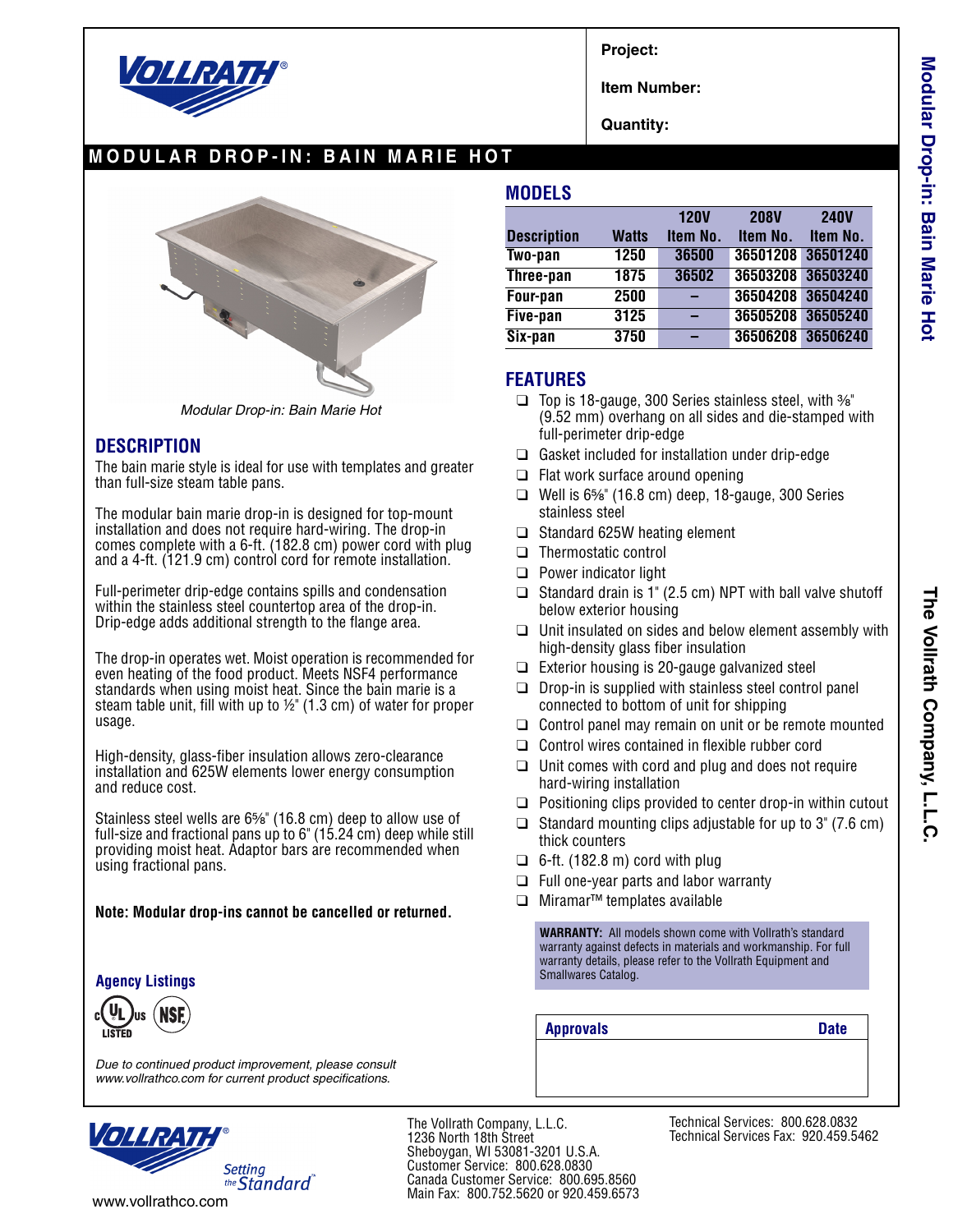**Project:**

**Item Number:**

**Quantity:**

# MODULAR DROP-IN: BAIN MARIE HOT

*Modular Drop-in: Bain Marie Hot*

## DESCRIPTION

The bain marie style is ideal for use with templates and greater than full-size steam table pans.

The modular bain marie drop-in is designed for top-mount installation and does not require hard-wiring. The drop-in comes complete with a 6-ft. (182.8 cm) power cord with plug and a 4-ft. (121.9 cm) control cord for remote installation.

Full-perimeter drip-edge contains spills and condensation within the stainless steel countertop area of the drop-in. Drip-edge adds additional strength to the flange area.

The drop-in operates wet. Moist operation is recommended for even heating of the food product. Meets NSF4 performance standards when using moist heat. Since the bain marie is a steam table unit, fill with up to ½" (1.3 cm) of water for proper usage.

High-density, glass-fiber insulation allows zero-clearance installation and 625W elements lower energy consumption and reduce cost.

Stainless steel wells are 6⅝" (16.8 cm) deep to allow use of full-size and fractional pans up to 6" (15.24 cm) deep while still providing moist heat. Adaptor bars are recommended when using fractional pans.

**Note: Modular drop-ins cannot be cancelled or returned.**

### Agency Listings

cULus LISTED, NSF

*Due to continued product improvement, please consult www.vollrathco.com for current product specifications.*

## MODELS

| Description | Watts | 120V Item No. | 208V Item No. | 240V Item No. |
|---|---|---|---|---|
| Two-pan | 1250 | 36500 | 36501208 | 36501240 |
| Three-pan | 1875 | 36502 | 36503208 | 36503240 |
| Four-pan | 2500 | – | 36504208 | 36504240 |
| Five-pan | 3125 | – | 36505208 | 36505240 |
| Six-pan | 3750 | – | 36506208 | 36506240 |

## FEATURES

- Top is 18-gauge, 300 Series stainless steel, with ⅜" (9.52 mm) overhang on all sides and die-stamped with full-perimeter drip-edge
- Gasket included for installation under drip-edge
- Flat work surface around opening
- Well is 6⅝" (16.8 cm) deep, 18-gauge, 300 Series stainless steel
- Standard 625W heating element
- Thermostatic control
- Power indicator light
- Standard drain is 1" (2.5 cm) NPT with ball valve shutoff below exterior housing
- Unit insulated on sides and below element assembly with high-density glass fiber insulation
- Exterior housing is 20-gauge galvanized steel
- Drop-in is supplied with stainless steel control panel connected to bottom of unit for shipping
- Control panel may remain on unit or be remote mounted
- Control wires contained in flexible rubber cord
- Unit comes with cord and plug and does not require hard-wiring installation
- Positioning clips provided to center drop-in within cutout
- Standard mounting clips adjustable for up to 3" (7.6 cm) thick counters
- 6-ft. (182.8 m) cord with plug
- Full one-year parts and labor warranty
- Miramar™ templates available

**WARRANTY:** All models shown come with Vollrath's standard warranty against defects in materials and workmanship. For full warranty details, please refer to the Vollrath Equipment and Smallwares Catalog.

| Approvals | Date |
|---|---|
| | |

Setting the Standard

www.vollrathco.com

The Vollrath Company, L.L.C.
1236 North 18th Street
Sheboygan, WI 53081-3201 U.S.A.
Customer Service: 800.628.0830
Canada Customer Service: 800.695.8560
Main Fax: 800.752.5620 or 920.459.6573

Technical Services: 800.628.0832
Technical Services Fax: 920.459.5462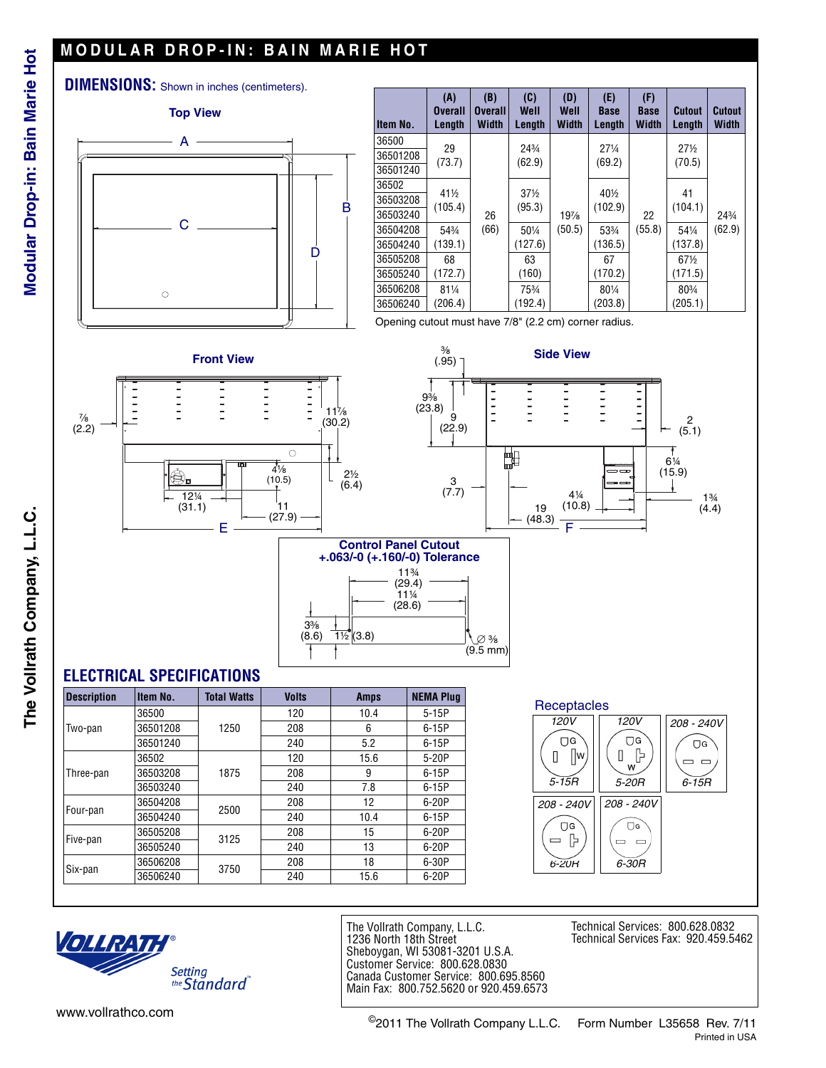## MODULAR DROP-IN: BAIN MARIE HOT

### DIMENSIONS: Shown in inches (centimeters).

Top View

A

B

C

D

| Item No. | (A) Overall Length | (B) Overall Width | (C) Well Length | (D) Well Width | (E) Base Length | (F) Base Width | Cutout Length | Cutout Width |
|---|---|---|---|---|---|---|---|---|
| 36500 | 29 (73.7) | 26 (66) | 24¾ (62.9) | 19⅞ (50.5) | 27¼ (69.2) | 22 (55.8) | 27½ (70.5) | 24¾ (62.9) |
| 36501208 | | | | | | | | |
| 36501240 | | | | | | | | |
| 36502 | 41½ (105.4) | | 37½ (95.3) | | 40½ (102.9) | | 41 (104.1) | |
| 36503208 | | | | | | | | |
| 36503240 | | | | | | | | |
| 36504208 | 54¾ (139.1) | | 50¼ (127.6) | | 53¾ (136.5) | | 54¼ (137.8) | |
| 36504240 | | | | | | | | |
| 36505208 | 68 (172.7) | | 63 (160) | | 67 (170.2) | | 67½ (171.5) | |
| 36505240 | | | | | | | | |
| 36506208 | 81¼ (206.4) | | 75¾ (192.4) | | 80¼ (203.8) | | 80¾ (205.1) | |
| 36506240 | | | | | | | | |

Opening cutout must have 7/8" (2.2 cm) corner radius.

Front View

⅞ (2.2)

11⅞ (30.2)

4⅛ (10.5)

2½ (6.4)

12¼ (31.1)

11 (27.9)

E

Side View

⅜ (.95)

9⅜ (23.8)

9 (22.9)

2 (5.1)

6¼ (15.9)

3 (7.7)

4¼ (10.8)

19 (48.3)

1¾ (4.4)

F

Control Panel Cutout
+.063/-0 (+.160/-0) Tolerance

11¾ (29.4)

11¼ (28.6)

3⅜ (8.6)

1½ (3.8)

∅ ⅜ (9.5 mm)

### ELECTRICAL SPECIFICATIONS

| Description | Item No. | Total Watts | Volts | Amps | NEMA Plug |
|---|---|---|---|---|---|
| Two-pan | 36500 | 1250 | 120 | 10.4 | 5-15P |
| | 36501208 | | 208 | 6 | 6-15P |
| | 36501240 | | 240 | 5.2 | 6-15P |
| Three-pan | 36502 | 1875 | 120 | 15.6 | 5-20P |
| | 36503208 | | 208 | 9 | 6-15P |
| | 36503240 | | 240 | 7.8 | 6-15P |
| Four-pan | 36504208 | 2500 | 208 | 12 | 6-20P |
| | 36504240 | | 240 | 10.4 | 6-15P |
| Five-pan | 36505208 | 3125 | 208 | 15 | 6-20P |
| | 36505240 | | 240 | 13 | 6-20P |
| Six-pan | 36506208 | 3750 | 208 | 18 | 6-30P |
| | 36506240 | | 240 | 15.6 | 6-20P |

Receptacles

120V 5-15R

120V 5-20R

208 - 240V 6-15R

208 - 240V 6-20R

208 - 240V 6-30R

VOLLRATH® Setting the Standard™

www.vollrathco.com

The Vollrath Company, L.L.C.
1236 North 18th Street
Sheboygan, WI 53081-3201 U.S.A.
Customer Service: 800.628.0830
Canada Customer Service: 800.695.8560
Main Fax: 800.752.5620 or 920.459.6573

Technical Services: 800.628.0832
Technical Services Fax: 920.459.5462

©2011 The Vollrath Company L.L.C. Form Number L35658 Rev. 7/11
Printed in USA